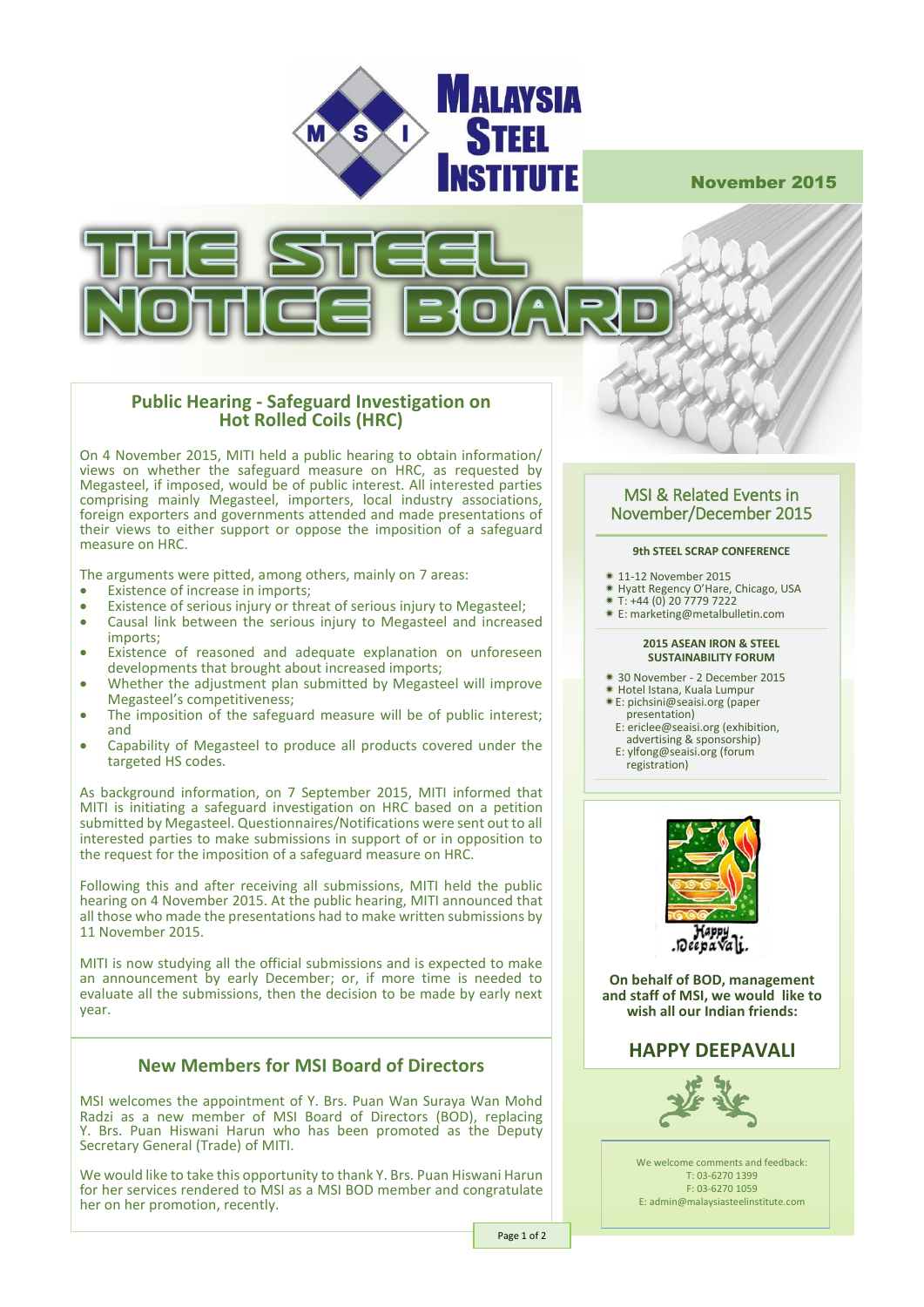# MALAYSIA STEEL INSTITUTE

November 2015

# THE STEEL NOTICE BOARD

## Public Hearing - Safeguard Investigation on Hot Rolled Coils (HRC)

On 4 November 2015, MITI held a public hearing to obtain information/ views on whether the safeguard measure on HRC, as requested by Megasteel, if imposed, would be of public interest. All interested parties comprising mainly Megasteel, importers, local industry associations, foreign exporters and governments attended and made presentations of their views to either support or oppose the imposition of a safeguard measure on HRC.

The arguments were pitted, among others, mainly on 7 areas:

- Existence of increase in imports;
- Existence of serious injury or threat of serious injury to Megasteel;
- Causal link between the serious injury to Megasteel and increased imports;
- Existence of reasoned and adequate explanation on unforeseen developments that brought about increased imports;
- Whether the adjustment plan submitted by Megasteel will improve Megasteel's competitiveness;
- The imposition of the safeguard measure will be of public interest; and
- Capability of Megasteel to produce all products covered under the targeted HS codes.

As background information, on 7 September 2015, MITI informed that MITI is initiating a safeguard investigation on HRC based on a petition submitted by Megasteel. Questionnaires/Notifications were sent out to all interested parties to make submissions in support of or in opposition to the request for the imposition of a safeguard measure on HRC.

Following this and after receiving all submissions, MITI held the public hearing on 4 November 2015. At the public hearing, MITI announced that all those who made the presentations had to make written submissions by 11 November 2015.

MITI is now studying all the official submissions and is expected to make an announcement by early December; or, if more time is needed to evaluate all the submissions, then the decision to be made by early next year.

## New Members for MSI Board of Directors

MSI welcomes the appointment of Y. Brs. Puan Wan Suraya Wan Mohd Radzi as a new member of MSI Board of Directors (BOD), replacing Y. Brs. Puan Hiswani Harun who has been promoted as the Deputy Secretary General (Trade) of MITI.

We would like to take this opportunity to thank Y. Brs. Puan Hiswani Harun for her services rendered to MSI as a MSI BOD member and congratulate her on her promotion, recently.

## MSI & Related Events in November/December 2015

**9th STEEL SCRAP CONFERENCE**

- 11-12 November 2015
- Hyatt Regency O'Hare, Chicago, USA
- T: +44 (0) 20 7779 7222
- E: marketing@metalbulletin.com

**2015 ASEAN IRON & STEEL SUSTAINABILITY FORUM**

- 30 November - 2 December 2015
- Hotel Istana, Kuala Lumpur
- E: pichsini@seaisi.org (paper presentation)
  E: ericlee@seaisi.org (exhibition, advertising & sponsorship)
  E: ylfong@seaisi.org (forum registration)

Happy Deepavali

**On behalf of BOD, management and staff of MSI, we would like to wish all our Indian friends:**

## HAPPY DEEPAVALI

We welcome comments and feedback:
T: 03-6270 1399
F: 03-6270 1059
E: admin@malaysiasteelinstitute.com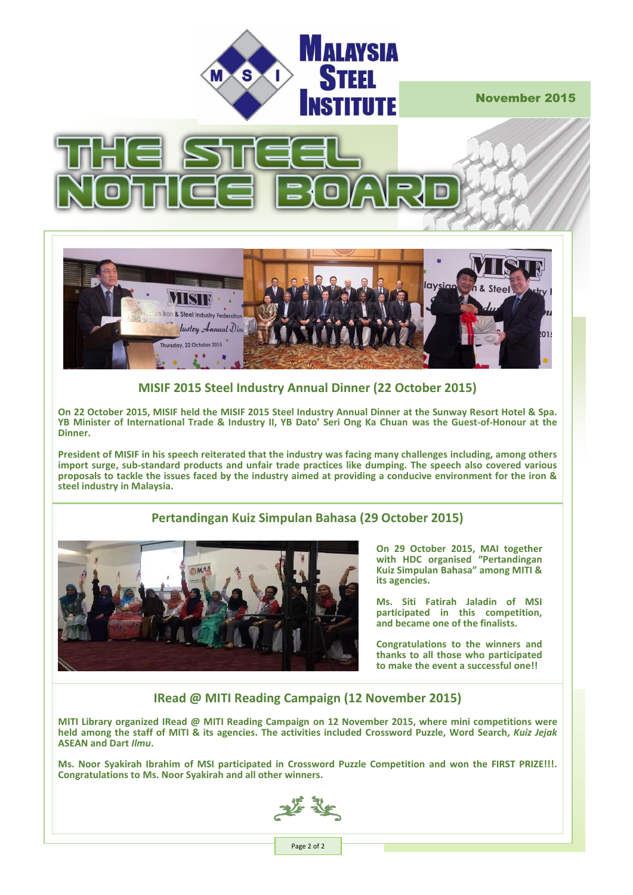# MALAYSIA STEEL INSTITUTE

November 2015

# THE STEEL NOTICE BOARD

## MISIF 2015 Steel Industry Annual Dinner (22 October 2015)

**On 22 October 2015, MISIF held the MISIF 2015 Steel Industry Annual Dinner at the Sunway Resort Hotel & Spa. YB Minister of International Trade & Industry II, YB Dato' Seri Ong Ka Chuan was the Guest-of-Honour at the Dinner.**

**President of MISIF in his speech reiterated that the industry was facing many challenges including, among others import surge, sub-standard products and unfair trade practices like dumping. The speech also covered various proposals to tackle the issues faced by the industry aimed at providing a conducive environment for the iron & steel industry in Malaysia.**

## Pertandingan Kuiz Simpulan Bahasa (29 October 2015)

**On 29 October 2015, MAI together with HDC organised "Pertandingan Kuiz Simpulan Bahasa" among MITI & its agencies.**

**Ms. Siti Fatirah Jaladin of MSI participated in this competition, and became one of the finalists.**

**Congratulations to the winners and thanks to all those who participated to make the event a successful one!!**

## IRead @ MITI Reading Campaign (12 November 2015)

**MITI Library organized IRead @ MITI Reading Campaign on 12 November 2015, where mini competitions were held among the staff of MITI & its agencies. The activities included Crossword Puzzle, Word Search, *Kuiz Jejak* ASEAN and Dart *Ilmu*.**

**Ms. Noor Syakirah Ibrahim of MSI participated in Crossword Puzzle Competition and won the FIRST PRIZE!!!. Congratulations to Ms. Noor Syakirah and all other winners.**